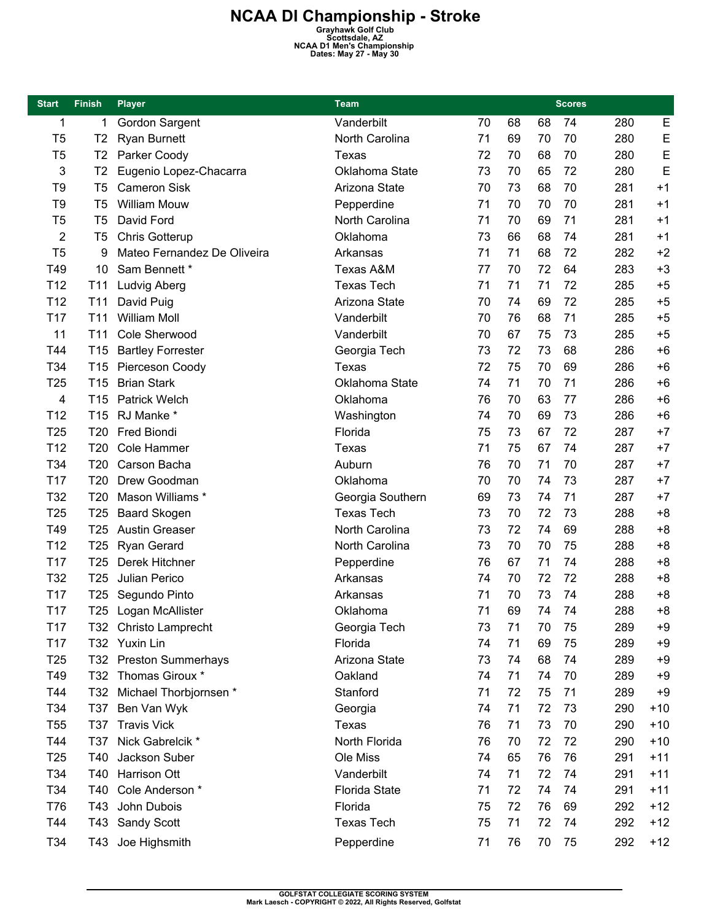# NCAA DI Championship - Stroke

**Grayhawk Golf Club**
**Scottsdale, AZ**
**NCAA D1 Men's Championship**
**Dates: May 27 - May 30**

| Start | Finish | Player | Team | Scores | | | | | |
|---|---|---|---|---|---|---|---|---|---|
| 1 | 1 | Gordon Sargent | Vanderbilt | 70 | 68 | 68 | 74 | 280 | E |
| T5 | T2 | Ryan Burnett | North Carolina | 71 | 69 | 70 | 70 | 280 | E |
| T5 | T2 | Parker Coody | Texas | 72 | 70 | 68 | 70 | 280 | E |
| 3 | T2 | Eugenio Lopez-Chacarra | Oklahoma State | 73 | 70 | 65 | 72 | 280 | E |
| T9 | T5 | Cameron Sisk | Arizona State | 70 | 73 | 68 | 70 | 281 | +1 |
| T9 | T5 | William Mouw | Pepperdine | 71 | 70 | 70 | 70 | 281 | +1 |
| T5 | T5 | David Ford | North Carolina | 71 | 70 | 69 | 71 | 281 | +1 |
| 2 | T5 | Chris Gotterup | Oklahoma | 73 | 66 | 68 | 74 | 281 | +1 |
| T5 | 9 | Mateo Fernandez De Oliveira | Arkansas | 71 | 71 | 68 | 72 | 282 | +2 |
| T49 | 10 | Sam Bennett * | Texas A&M | 77 | 70 | 72 | 64 | 283 | +3 |
| T12 | T11 | Ludvig Aberg | Texas Tech | 71 | 71 | 71 | 72 | 285 | +5 |
| T12 | T11 | David Puig | Arizona State | 70 | 74 | 69 | 72 | 285 | +5 |
| T17 | T11 | William Moll | Vanderbilt | 70 | 76 | 68 | 71 | 285 | +5 |
| 11 | T11 | Cole Sherwood | Vanderbilt | 70 | 67 | 75 | 73 | 285 | +5 |
| T44 | T15 | Bartley Forrester | Georgia Tech | 73 | 72 | 73 | 68 | 286 | +6 |
| T34 | T15 | Pierceson Coody | Texas | 72 | 75 | 70 | 69 | 286 | +6 |
| T25 | T15 | Brian Stark | Oklahoma State | 74 | 71 | 70 | 71 | 286 | +6 |
| 4 | T15 | Patrick Welch | Oklahoma | 76 | 70 | 63 | 77 | 286 | +6 |
| T12 | T15 | RJ Manke * | Washington | 74 | 70 | 69 | 73 | 286 | +6 |
| T25 | T20 | Fred Biondi | Florida | 75 | 73 | 67 | 72 | 287 | +7 |
| T12 | T20 | Cole Hammer | Texas | 71 | 75 | 67 | 74 | 287 | +7 |
| T34 | T20 | Carson Bacha | Auburn | 76 | 70 | 71 | 70 | 287 | +7 |
| T17 | T20 | Drew Goodman | Oklahoma | 70 | 70 | 74 | 73 | 287 | +7 |
| T32 | T20 | Mason Williams * | Georgia Southern | 69 | 73 | 74 | 71 | 287 | +7 |
| T25 | T25 | Baard Skogen | Texas Tech | 73 | 70 | 72 | 73 | 288 | +8 |
| T49 | T25 | Austin Greaser | North Carolina | 73 | 72 | 74 | 69 | 288 | +8 |
| T12 | T25 | Ryan Gerard | North Carolina | 73 | 70 | 70 | 75 | 288 | +8 |
| T17 | T25 | Derek Hitchner | Pepperdine | 76 | 67 | 71 | 74 | 288 | +8 |
| T32 | T25 | Julian Perico | Arkansas | 74 | 70 | 72 | 72 | 288 | +8 |
| T17 | T25 | Segundo Pinto | Arkansas | 71 | 70 | 73 | 74 | 288 | +8 |
| T17 | T25 | Logan McAllister | Oklahoma | 71 | 69 | 74 | 74 | 288 | +8 |
| T17 | T32 | Christo Lamprecht | Georgia Tech | 73 | 71 | 70 | 75 | 289 | +9 |
| T17 | T32 | Yuxin Lin | Florida | 74 | 71 | 69 | 75 | 289 | +9 |
| T25 | T32 | Preston Summerhays | Arizona State | 73 | 74 | 68 | 74 | 289 | +9 |
| T49 | T32 | Thomas Giroux * | Oakland | 74 | 71 | 74 | 70 | 289 | +9 |
| T44 | T32 | Michael Thorbjornsen * | Stanford | 71 | 72 | 75 | 71 | 289 | +9 |
| T34 | T37 | Ben Van Wyk | Georgia | 74 | 71 | 72 | 73 | 290 | +10 |
| T55 | T37 | Travis Vick | Texas | 76 | 71 | 73 | 70 | 290 | +10 |
| T44 | T37 | Nick Gabrelcik * | North Florida | 76 | 70 | 72 | 72 | 290 | +10 |
| T25 | T40 | Jackson Suber | Ole Miss | 74 | 65 | 76 | 76 | 291 | +11 |
| T34 | T40 | Harrison Ott | Vanderbilt | 74 | 71 | 72 | 74 | 291 | +11 |
| T34 | T40 | Cole Anderson * | Florida State | 71 | 72 | 74 | 74 | 291 | +11 |
| T76 | T43 | John Dubois | Florida | 75 | 72 | 76 | 69 | 292 | +12 |
| T44 | T43 | Sandy Scott | Texas Tech | 75 | 71 | 72 | 74 | 292 | +12 |
| T34 | T43 | Joe Highsmith | Pepperdine | 71 | 76 | 70 | 75 | 292 | +12 |

GOLFSTAT COLLEGIATE SCORING SYSTEM
Mark Laesch - COPYRIGHT © 2022, All Rights Reserved, Golfstat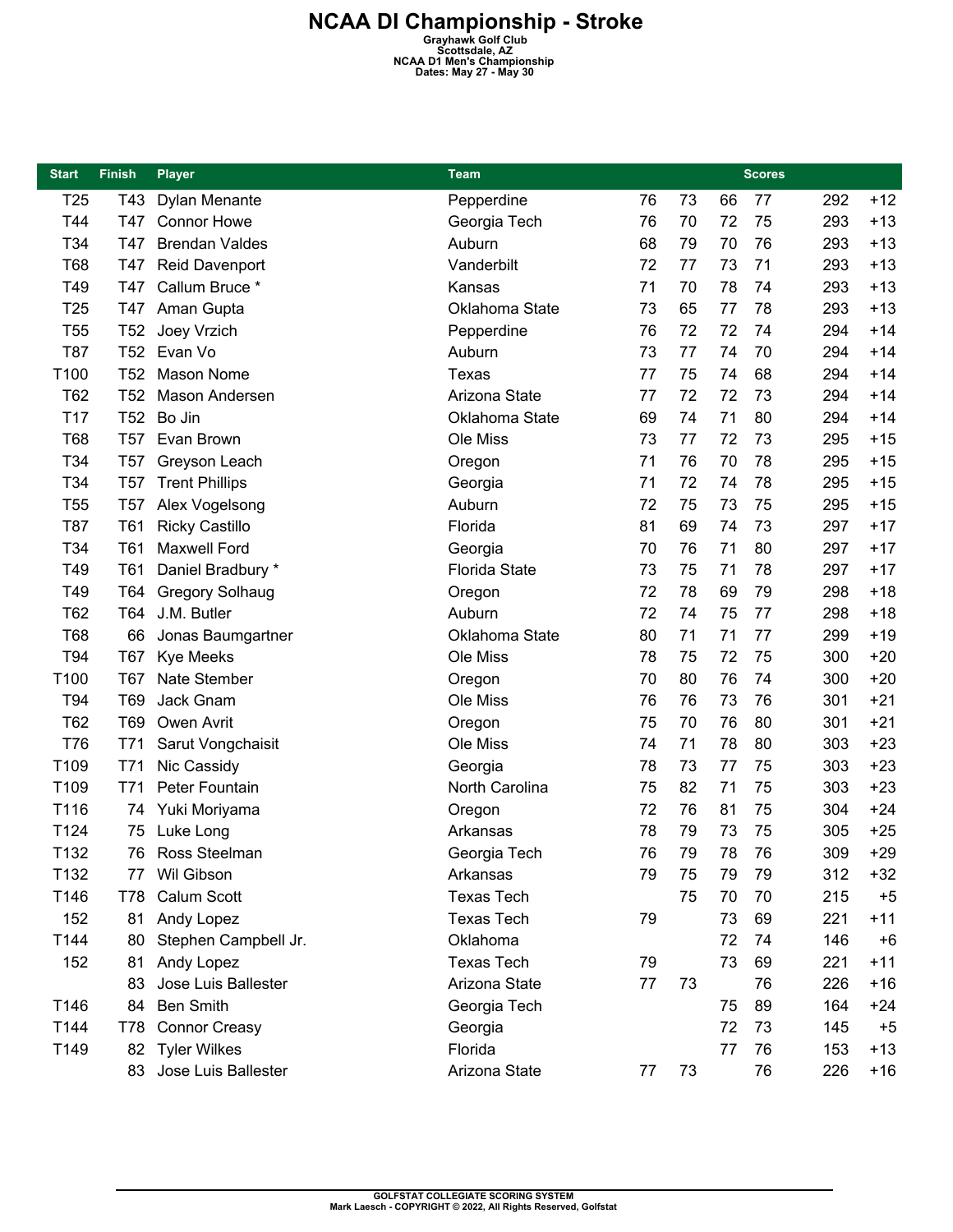# NCAA DI Championship - Stroke

**Grayhawk Golf Club**
**Scottsdale, AZ**
**NCAA D1 Men's Championship**
**Dates: May 27 - May 30**

| Start | Finish | Player | Team | Scores | | | | | |
|---|---|---|---|---|---|---|---|---|---|
| T25 | T43 | Dylan Menante | Pepperdine | 76 | 73 | 66 | 77 | 292 | +12 |
| T44 | T47 | Connor Howe | Georgia Tech | 76 | 70 | 72 | 75 | 293 | +13 |
| T34 | T47 | Brendan Valdes | Auburn | 68 | 79 | 70 | 76 | 293 | +13 |
| T68 | T47 | Reid Davenport | Vanderbilt | 72 | 77 | 73 | 71 | 293 | +13 |
| T49 | T47 | Callum Bruce * | Kansas | 71 | 70 | 78 | 74 | 293 | +13 |
| T25 | T47 | Aman Gupta | Oklahoma State | 73 | 65 | 77 | 78 | 293 | +13 |
| T55 | T52 | Joey Vrzich | Pepperdine | 76 | 72 | 72 | 74 | 294 | +14 |
| T87 | T52 | Evan Vo | Auburn | 73 | 77 | 74 | 70 | 294 | +14 |
| T100 | T52 | Mason Nome | Texas | 77 | 75 | 74 | 68 | 294 | +14 |
| T62 | T52 | Mason Andersen | Arizona State | 77 | 72 | 72 | 73 | 294 | +14 |
| T17 | T52 | Bo Jin | Oklahoma State | 69 | 74 | 71 | 80 | 294 | +14 |
| T68 | T57 | Evan Brown | Ole Miss | 73 | 77 | 72 | 73 | 295 | +15 |
| T34 | T57 | Greyson Leach | Oregon | 71 | 76 | 70 | 78 | 295 | +15 |
| T34 | T57 | Trent Phillips | Georgia | 71 | 72 | 74 | 78 | 295 | +15 |
| T55 | T57 | Alex Vogelsong | Auburn | 72 | 75 | 73 | 75 | 295 | +15 |
| T87 | T61 | Ricky Castillo | Florida | 81 | 69 | 74 | 73 | 297 | +17 |
| T34 | T61 | Maxwell Ford | Georgia | 70 | 76 | 71 | 80 | 297 | +17 |
| T49 | T61 | Daniel Bradbury * | Florida State | 73 | 75 | 71 | 78 | 297 | +17 |
| T49 | T64 | Gregory Solhaug | Oregon | 72 | 78 | 69 | 79 | 298 | +18 |
| T62 | T64 | J.M. Butler | Auburn | 72 | 74 | 75 | 77 | 298 | +18 |
| T68 | 66 | Jonas Baumgartner | Oklahoma State | 80 | 71 | 71 | 77 | 299 | +19 |
| T94 | T67 | Kye Meeks | Ole Miss | 78 | 75 | 72 | 75 | 300 | +20 |
| T100 | T67 | Nate Stember | Oregon | 70 | 80 | 76 | 74 | 300 | +20 |
| T94 | T69 | Jack Gnam | Ole Miss | 76 | 76 | 73 | 76 | 301 | +21 |
| T62 | T69 | Owen Avrit | Oregon | 75 | 70 | 76 | 80 | 301 | +21 |
| T76 | T71 | Sarut Vongchaisit | Ole Miss | 74 | 71 | 78 | 80 | 303 | +23 |
| T109 | T71 | Nic Cassidy | Georgia | 78 | 73 | 77 | 75 | 303 | +23 |
| T109 | T71 | Peter Fountain | North Carolina | 75 | 82 | 71 | 75 | 303 | +23 |
| T116 | 74 | Yuki Moriyama | Oregon | 72 | 76 | 81 | 75 | 304 | +24 |
| T124 | 75 | Luke Long | Arkansas | 78 | 79 | 73 | 75 | 305 | +25 |
| T132 | 76 | Ross Steelman | Georgia Tech | 76 | 79 | 78 | 76 | 309 | +29 |
| T132 | 77 | Wil Gibson | Arkansas | 79 | 75 | 79 | 79 | 312 | +32 |
| T146 | T78 | Calum Scott | Texas Tech | | 75 | 70 | 70 | 215 | +5 |
| 152 | 81 | Andy Lopez | Texas Tech | 79 | | 73 | 69 | 221 | +11 |
| T144 | 80 | Stephen Campbell Jr. | Oklahoma | | | 72 | 74 | 146 | +6 |
| 152 | 81 | Andy Lopez | Texas Tech | 79 | | 73 | 69 | 221 | +11 |
| | 83 | Jose Luis Ballester | Arizona State | 77 | 73 | | 76 | 226 | +16 |
| T146 | 84 | Ben Smith | Georgia Tech | | | 75 | 89 | 164 | +24 |
| T144 | T78 | Connor Creasy | Georgia | | | 72 | 73 | 145 | +5 |
| T149 | 82 | Tyler Wilkes | Florida | | | 77 | 76 | 153 | +13 |
| | 83 | Jose Luis Ballester | Arizona State | 77 | 73 | | 76 | 226 | +16 |

GOLFSTAT COLLEGIATE SCORING SYSTEM
Mark Laesch - COPYRIGHT © 2022, All Rights Reserved, Golfstat